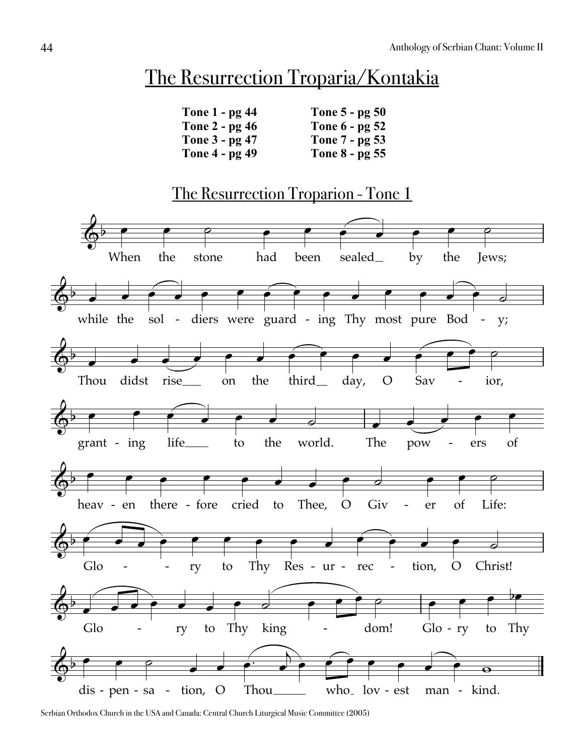# The Resurrection Troparia/Kontakia

| | |
|---|---|
| **Tone 1 - pg 44** | **Tone 5 - pg 50** |
| **Tone 2 - pg 46** | **Tone 6 - pg 52** |
| **Tone 3 - pg 47** | **Tone 7 - pg 53** |
| **Tone 4 - pg 49** | **Tone 8 - pg 55** |

## The Resurrection Troparion - Tone 1

When the stone had been sealed by the Jews;

while the sol - diers were guard - ing Thy most pure Bod - y;

Thou didst rise on the third day, O Sav - ior,

grant - ing life to the world. The pow - ers of

heav - en there - fore cried to Thee, O Giv - er of Life:

Glo - ry to Thy Res - ur - rec - tion, O Christ!

Glo - ry to Thy king - dom! Glo - ry to Thy

dis - pen - sa - tion, O Thou who lov - est man - kind.

Serbian Orthodox Church in the USA and Canada: Central Church Liturgical Music Committee (2005)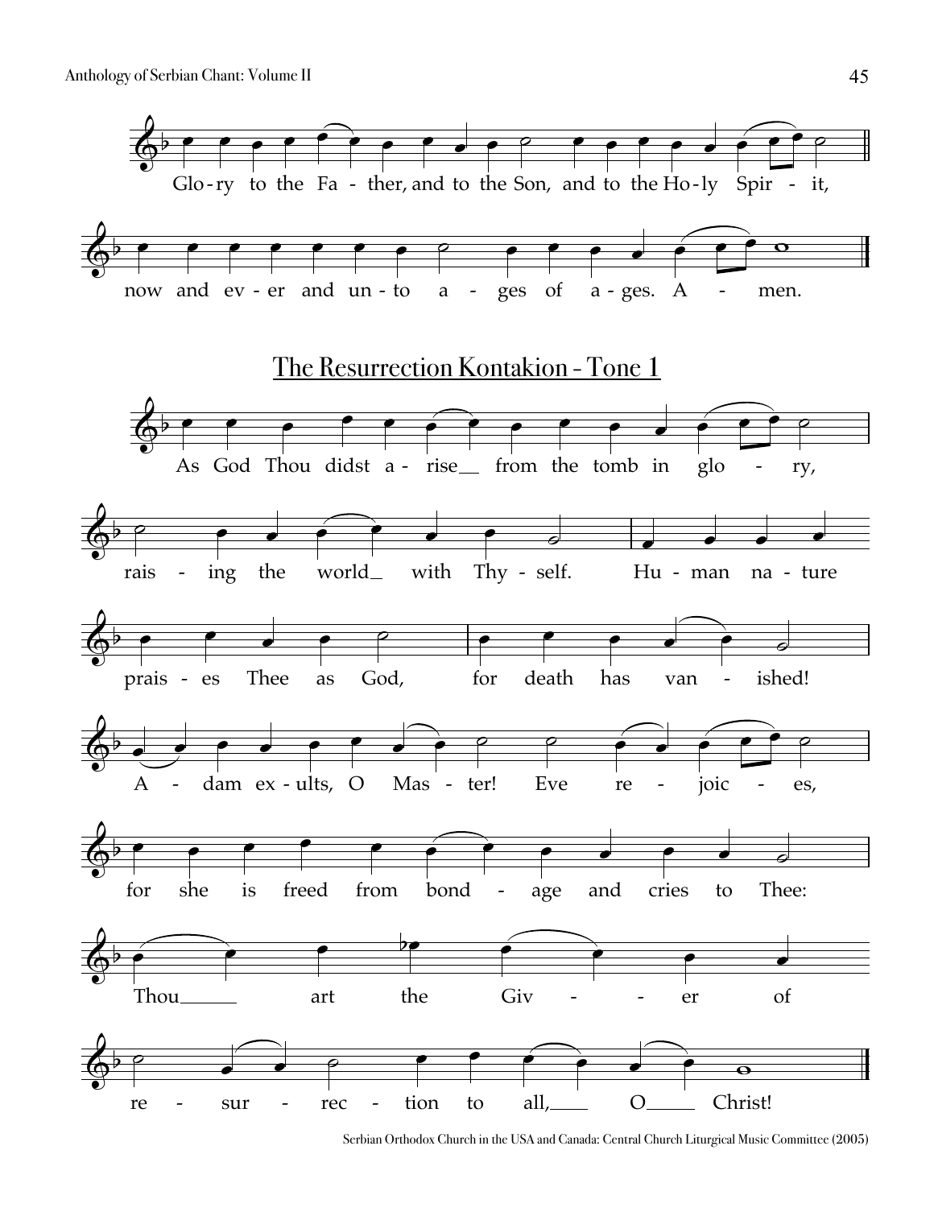Glo-ry to the Fa - ther, and to the Son, and to the Ho-ly Spir - it,

now and ev - er and un-to a - ges of a-ges. A - men.

## The Resurrection Kontakion - Tone 1

As God Thou didst a - rise from the tomb in glo - ry,

rais - ing the world with Thy - self. Hu - man na - ture

prais - es Thee as God, for death has van - ished!

A - dam ex-ults, O Mas - ter! Eve re - joic - es,

for she is freed from bond - age and cries to Thee:

Thou art the Giv - - er of

re - sur - rec - tion to all, O Christ!

Serbian Orthodox Church in the USA and Canada: Central Church Liturgical Music Committee (2005)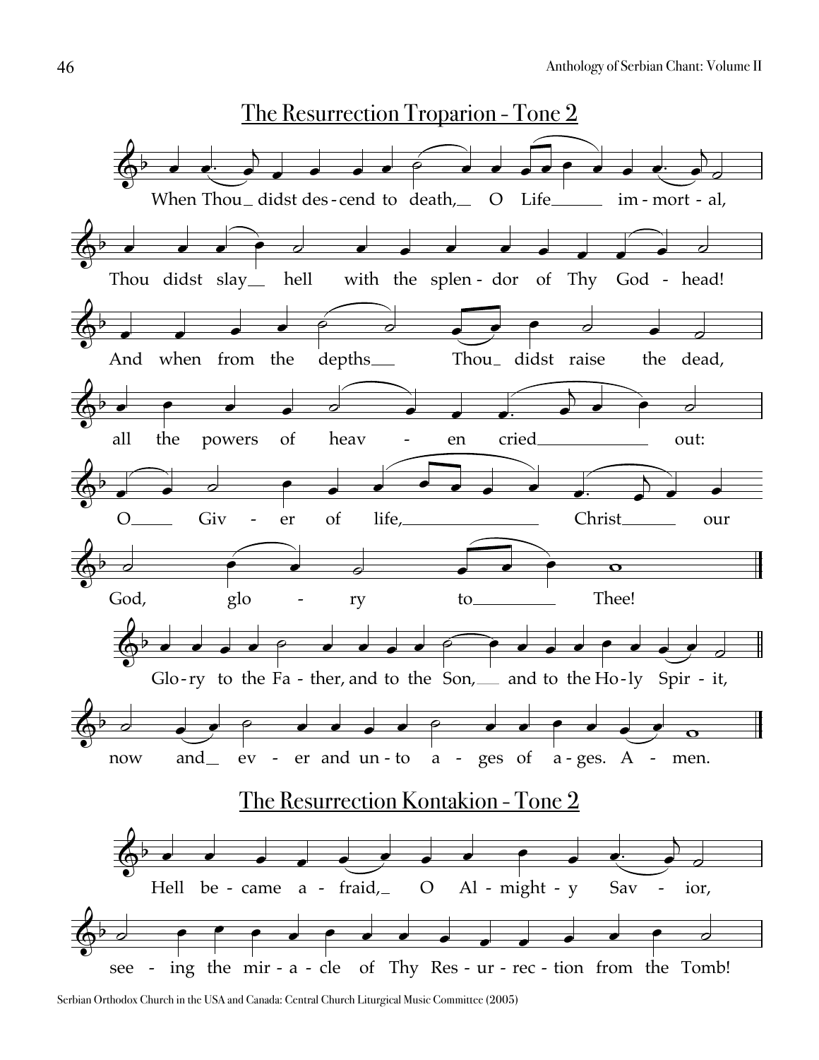## The Resurrection Troparion - Tone 2

When Thou_ didst des-cend to death,_ O Life_____ im-mort-al,

Thou didst slay_ hell with the splen-dor of Thy God-head!

And when from the depths___ Thou_ didst raise the dead,

all the powers of heav - en cried___________ out:

O_____ Giv - er of life,_______________ Christ______ our

God, glo - ry to_________ Thee!

Glo-ry to the Fa - ther, and to the Son,___ and to the Ho-ly Spir - it,

now and_ ev - er and un-to a - ges of a-ges. A - men.

## The Resurrection Kontakion - Tone 2

Hell be-came a - fraid,_ O Al-might-y Sav - ior,

see - ing the mir-a-cle of Thy Res-ur-rec-tion from the Tomb!

Serbian Orthodox Church in the USA and Canada: Central Church Liturgical Music Committee (2005)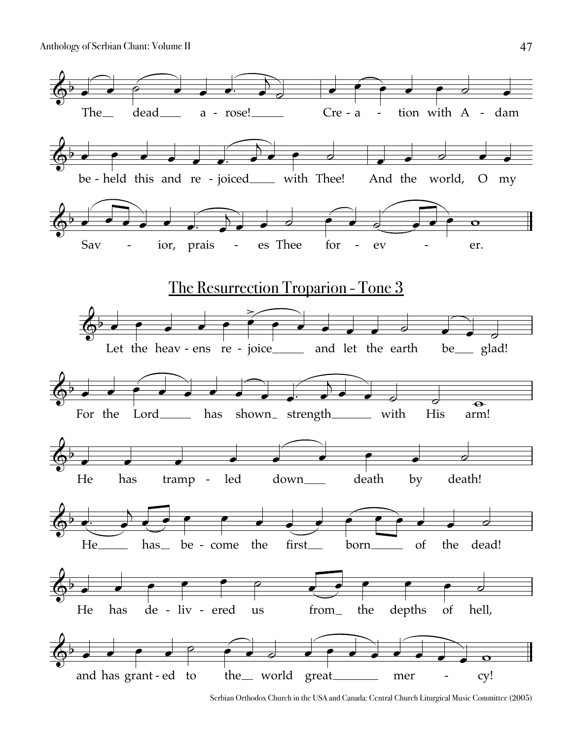The dead arose! Creation with Adam beheld this and rejoiced with Thee! And the world, O my Savior, praises Thee forever.

## The Resurrection Troparion - Tone 3

Let the heavens rejoice and let the earth be glad! For the Lord has shown strength with His arm! He has trampled down death by death! He has become the first born of the dead! He has delivered us from the depths of hell, and has granted to the world great mercy!

Serbian Orthodox Church in the USA and Canada: Central Church Liturgical Music Committee (2005)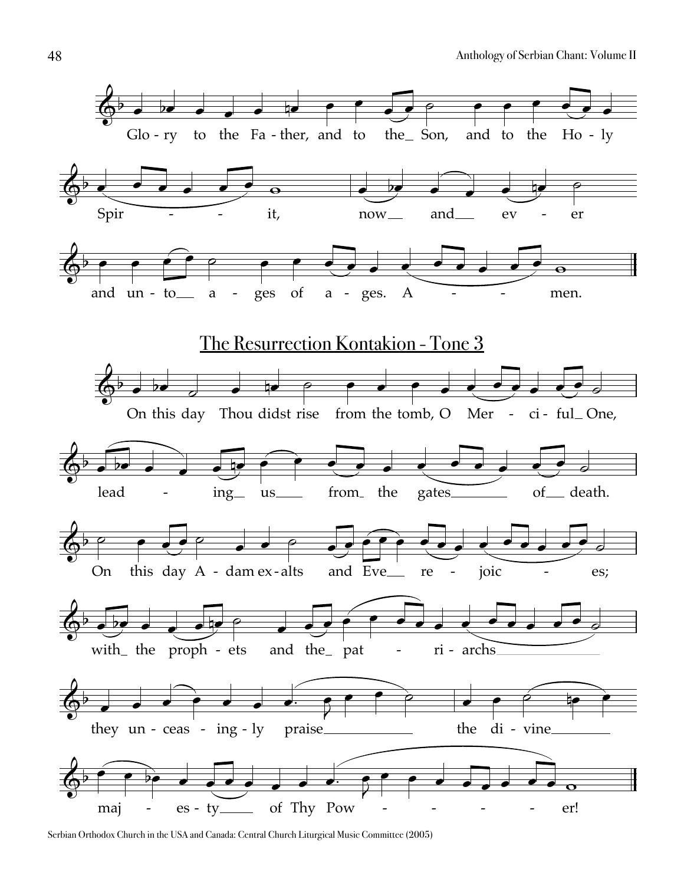Glo - ry to the Fa - ther, and to the_ Son, and to the Ho - ly

Spir - - it, now_ and_ ev - er

and un - to_ a - ges of a - ges. A - - men.

## The Resurrection Kontakion - Tone 3

On this day Thou didst rise from the tomb, O Mer - ci - ful_ One,

lead - ing_ us_ from_ the gates_ of_ death.

On this day A - dam ex - alts and Eve_ re - joic - es;

with_ the proph - ets and the_ pat - ri - archs_

they un - ceas - ing - ly praise_ the di - vine_

maj - es - ty_ of Thy Pow - - - - er!

Serbian Orthodox Church in the USA and Canada: Central Church Liturgical Music Committee (2005)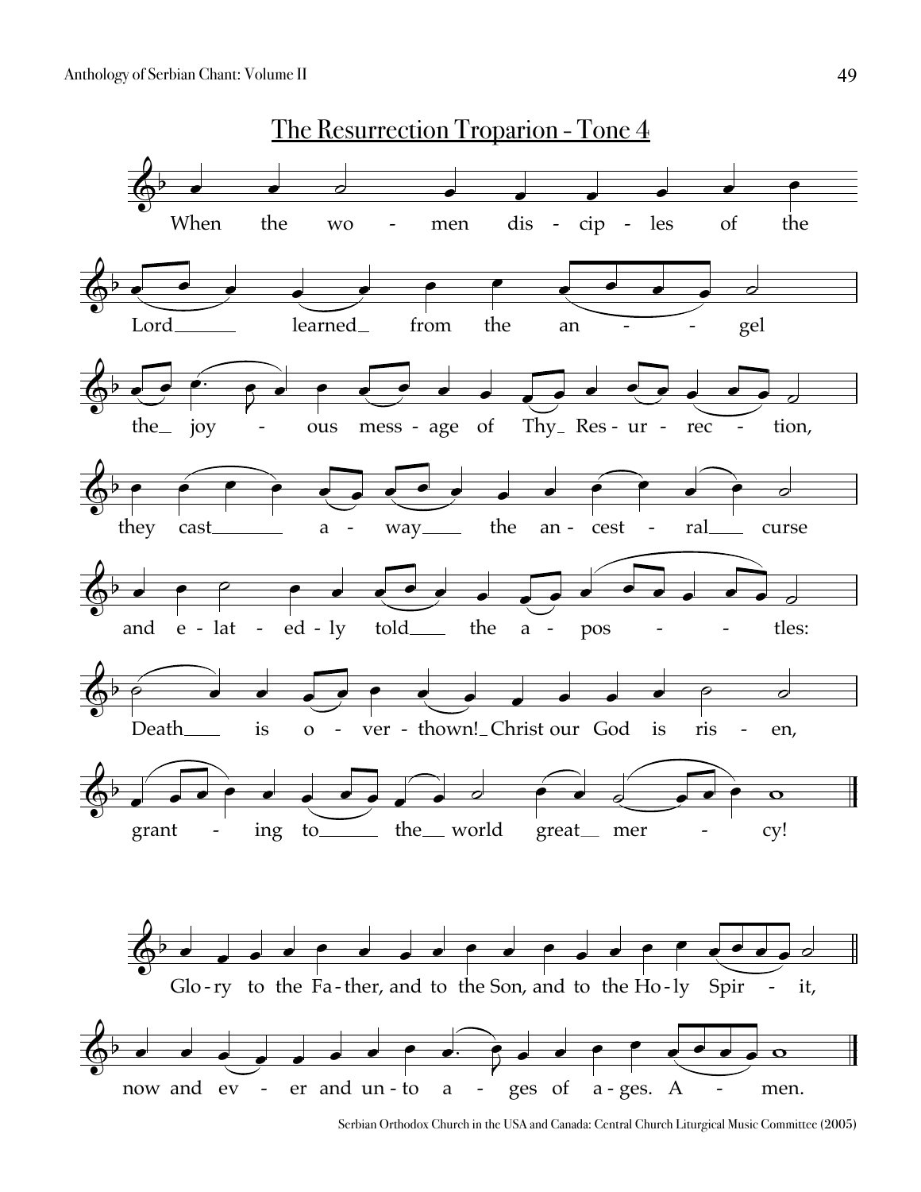# The Resurrection Troparion - Tone 4

When the wo - men dis - cip - les of the

Lord learned from the an - - gel

the joy - ous mess - age of Thy Res - ur - rec - tion,

they cast a - way the an - cest - ral curse

and e - lat - ed - ly told the a - pos - - tles:

Death is o - ver - thown! Christ our God is ris - en,

grant - ing to the world great mer - cy!

Glo - ry to the Fa - ther, and to the Son, and to the Ho - ly Spir - it,

now and ev - er and un - to a - ges of a - ges. A - men.

Serbian Orthodox Church in the USA and Canada: Central Church Liturgical Music Committee (2005)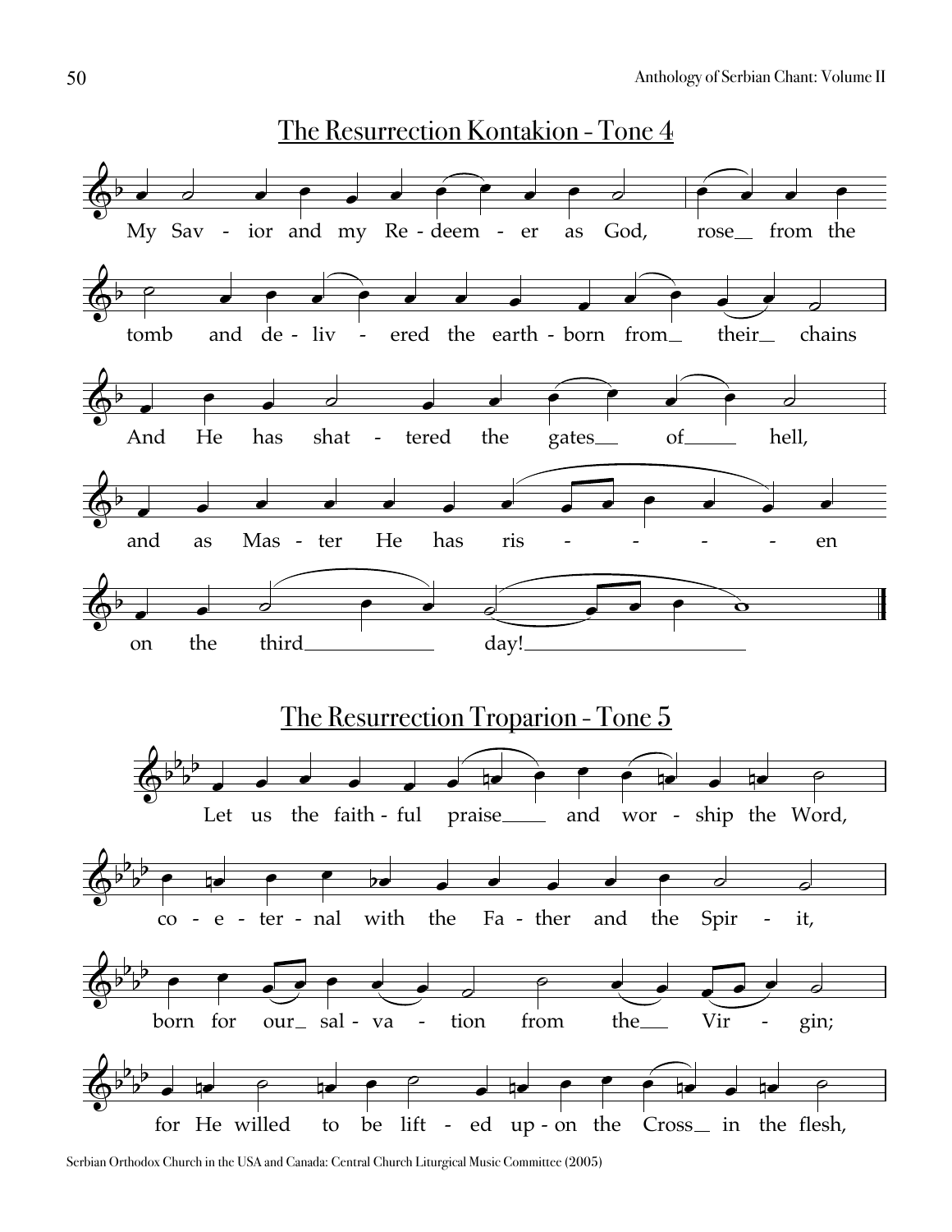## The Resurrection Kontakion - Tone 4

My Sav - ior and my Re - deem - er as God, rose from the tomb and de - liv - ered the earth - born from their chains

And He has shat - tered the gates of hell,

and as Mas - ter He has ris - - - - en on the third day!

## The Resurrection Troparion - Tone 5

Let us the faith - ful praise and wor - ship the Word,

co - e - ter - nal with the Fa - ther and the Spir - it,

born for our sal - va - tion from the Vir - gin;

for He willed to be lift - ed up - on the Cross in the flesh,

Serbian Orthodox Church in the USA and Canada: Central Church Liturgical Music Committee (2005)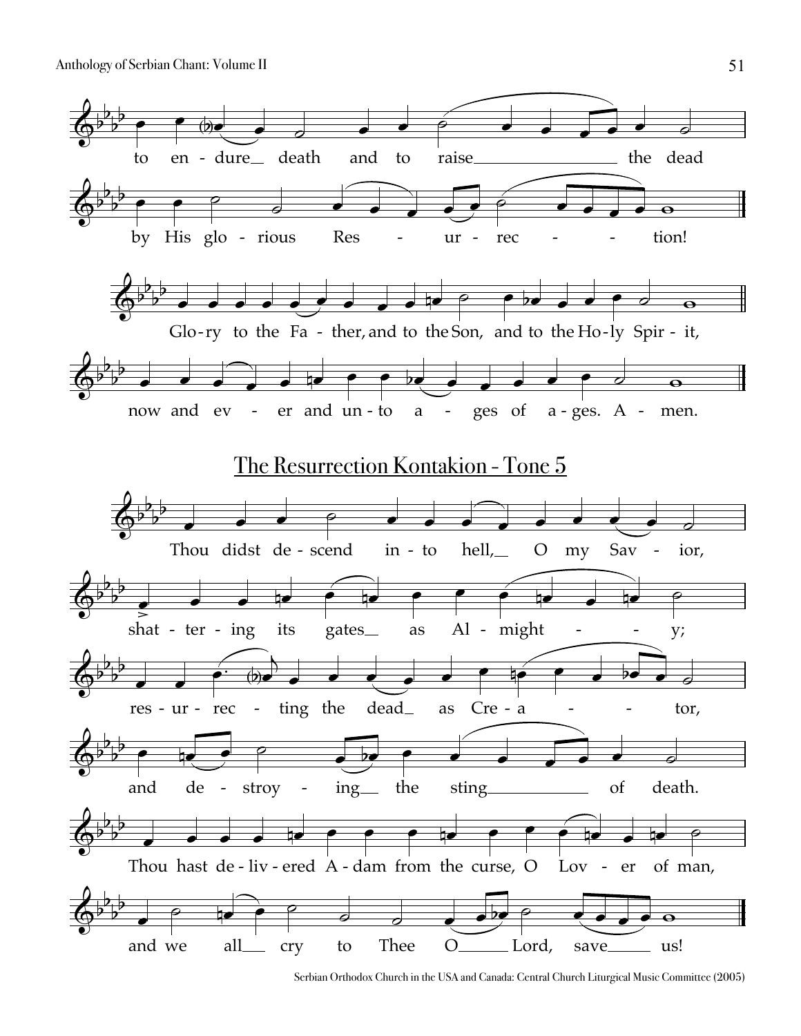to en - dure death and to raise the dead

by His glo - rious Res - ur - rec - tion!

Glo-ry to the Fa - ther, and to the Son, and to the Ho-ly Spir - it,

now and ev - er and un - to a - ges of a - ges. A - men.

## The Resurrection Kontakion - Tone 5

Thou didst de - scend in - to hell, O my Sav - ior,

shat - ter - ing its gates as Al - might - y;

res - ur - rec - ting the dead as Cre - a - tor,

and de - stroy - ing the sting of death.

Thou hast de - liv - ered A - dam from the curse, O Lov - er of man,

and we all cry to Thee O Lord, save us!

Serbian Orthodox Church in the USA and Canada: Central Church Liturgical Music Committee (2005)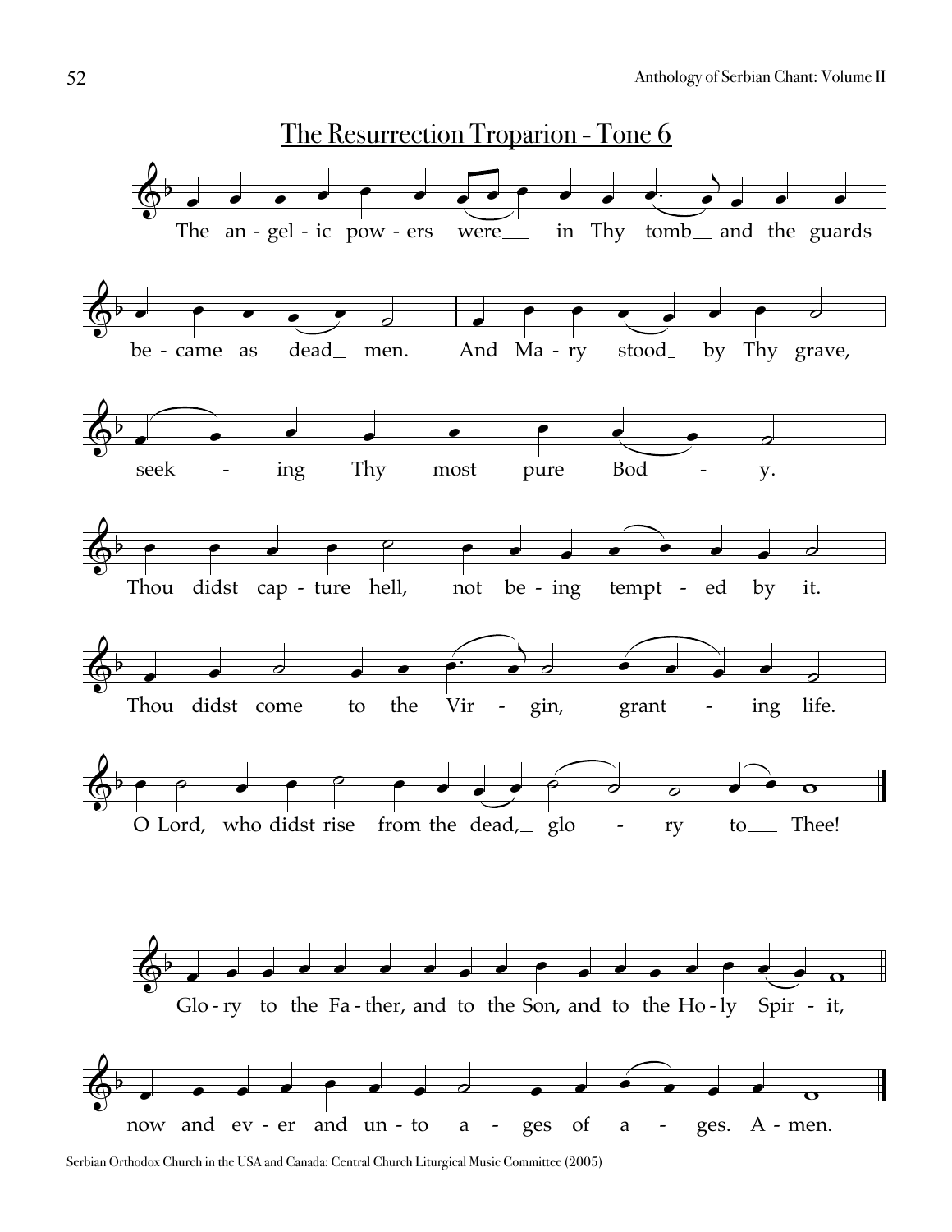# The Resurrection Troparion - Tone 6

The an - gel - ic pow - ers were__ in Thy tomb__ and the guards be - came as dead_ men. And Ma - ry stood_ by Thy grave, seek - ing Thy most pure Bod - y.

Thou didst cap - ture hell, not be - ing tempt - ed by it. Thou didst come to the Vir - gin, grant - ing life.

O Lord, who didst rise from the dead,_ glo - ry to___ Thee!

Glo - ry to the Fa - ther, and to the Son, and to the Ho - ly Spir - it,

now and ev - er and un - to a - ges of a - ges. A - men.

Serbian Orthodox Church in the USA and Canada: Central Church Liturgical Music Committee (2005)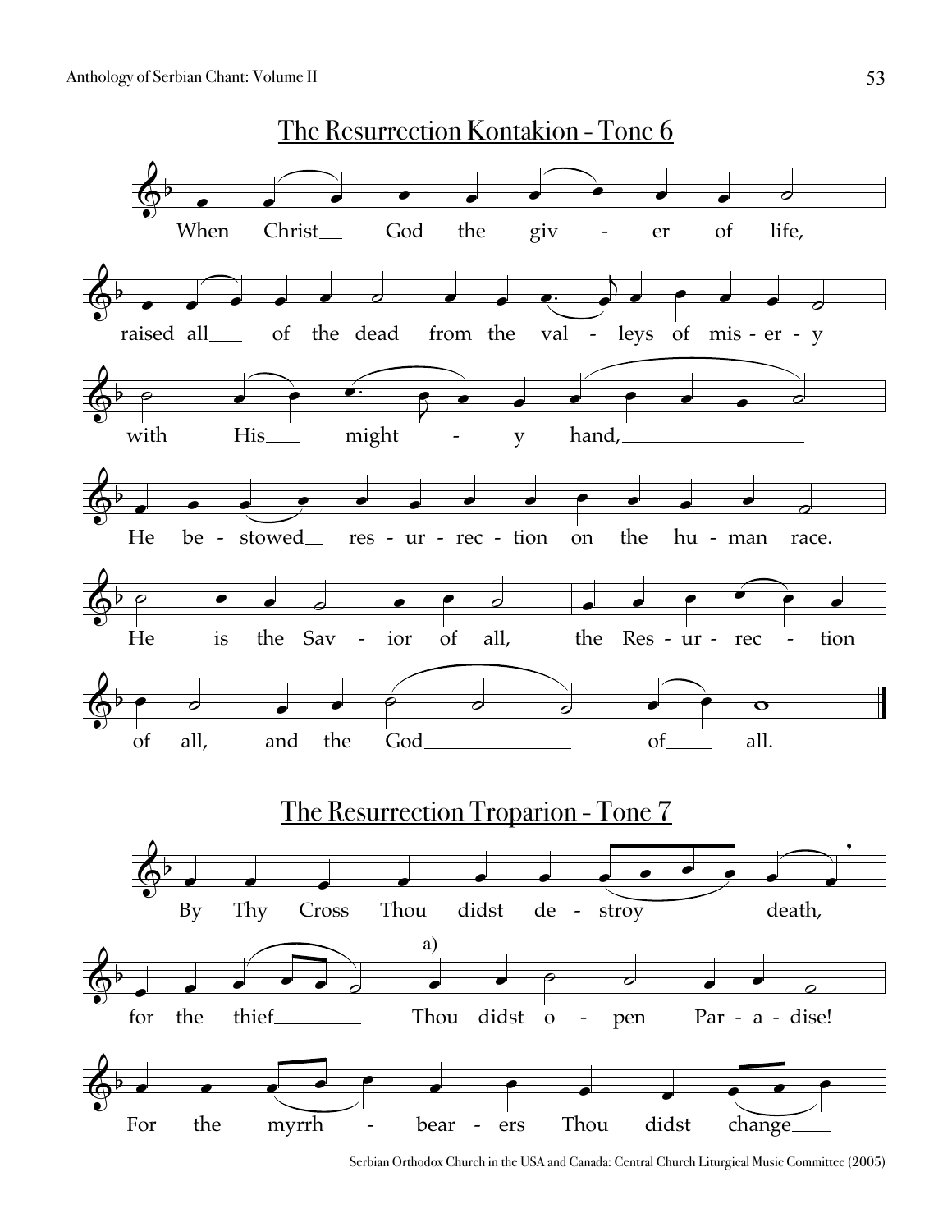## The Resurrection Kontakion - Tone 6

When Christ God the giv - er of life,

raised all of the dead from the val - leys of mis - er - y

with His might - y hand,

He be - stowed res - ur - rec - tion on the hu - man race.

He is the Sav - ior of all, the Res - ur - rec - tion

of all, and the God of all.

## The Resurrection Troparion - Tone 7

By Thy Cross Thou didst de - stroy death,

for the thief Thou didst o - pen Par - a - dise!

For the myrrh - bear - ers Thou didst change

Serbian Orthodox Church in the USA and Canada: Central Church Liturgical Music Committee (2005)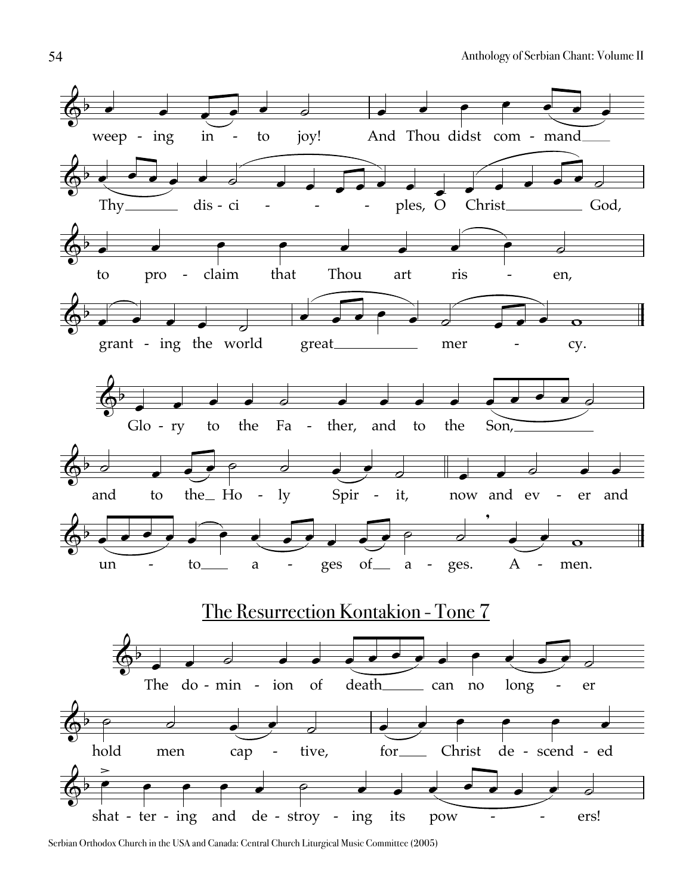weep - ing in - to joy! And Thou didst com - mand

Thy dis - ci - - - ples, O Christ God,

to pro - claim that Thou art ris - en,

grant - ing the world great mer - cy.

Glo - ry to the Fa - ther, and to the Son,

and to the Ho - ly Spir - it, now and ev - er and

un - to a - ges of a - ges. A - men.

## The Resurrection Kontakion - Tone 7

The do - min - ion of death can no long - er

hold men cap - tive, for Christ de - scend - ed

shat - ter - ing and de - stroy - ing its pow - - ers!

Serbian Orthodox Church in the USA and Canada: Central Church Liturgical Music Committee (2005)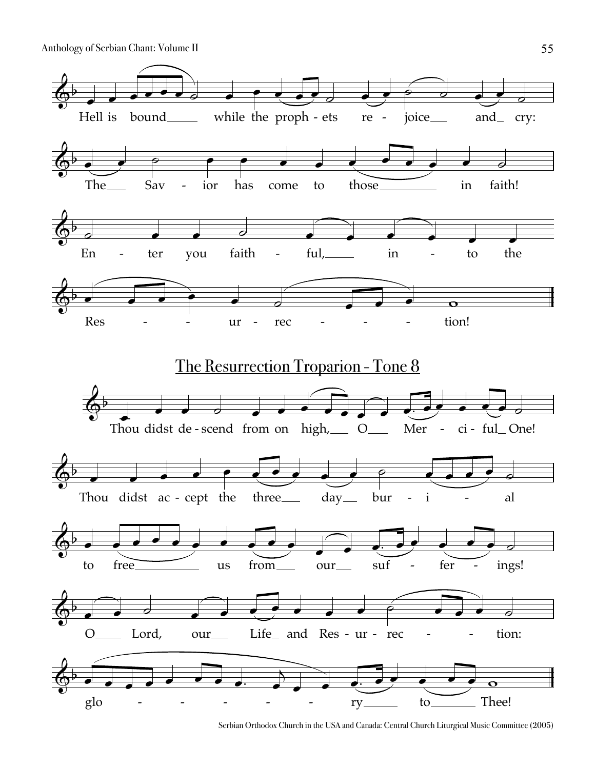Hell is bound while the proph-ets re-joice and cry:

The Sav-ior has come to those in faith!

En-ter you faith-ful, in-to the

Res-ur-rec-tion!

## The Resurrection Troparion - Tone 8

Thou didst de-scend from on high, O Mer-ci-ful One!

Thou didst ac-cept the three day bur-i-al

to free us from our suf-fer-ings!

O Lord, our Life and Res-ur-rec-tion:

glo-ry to Thee!

Serbian Orthodox Church in the USA and Canada: Central Church Liturgical Music Committee (2005)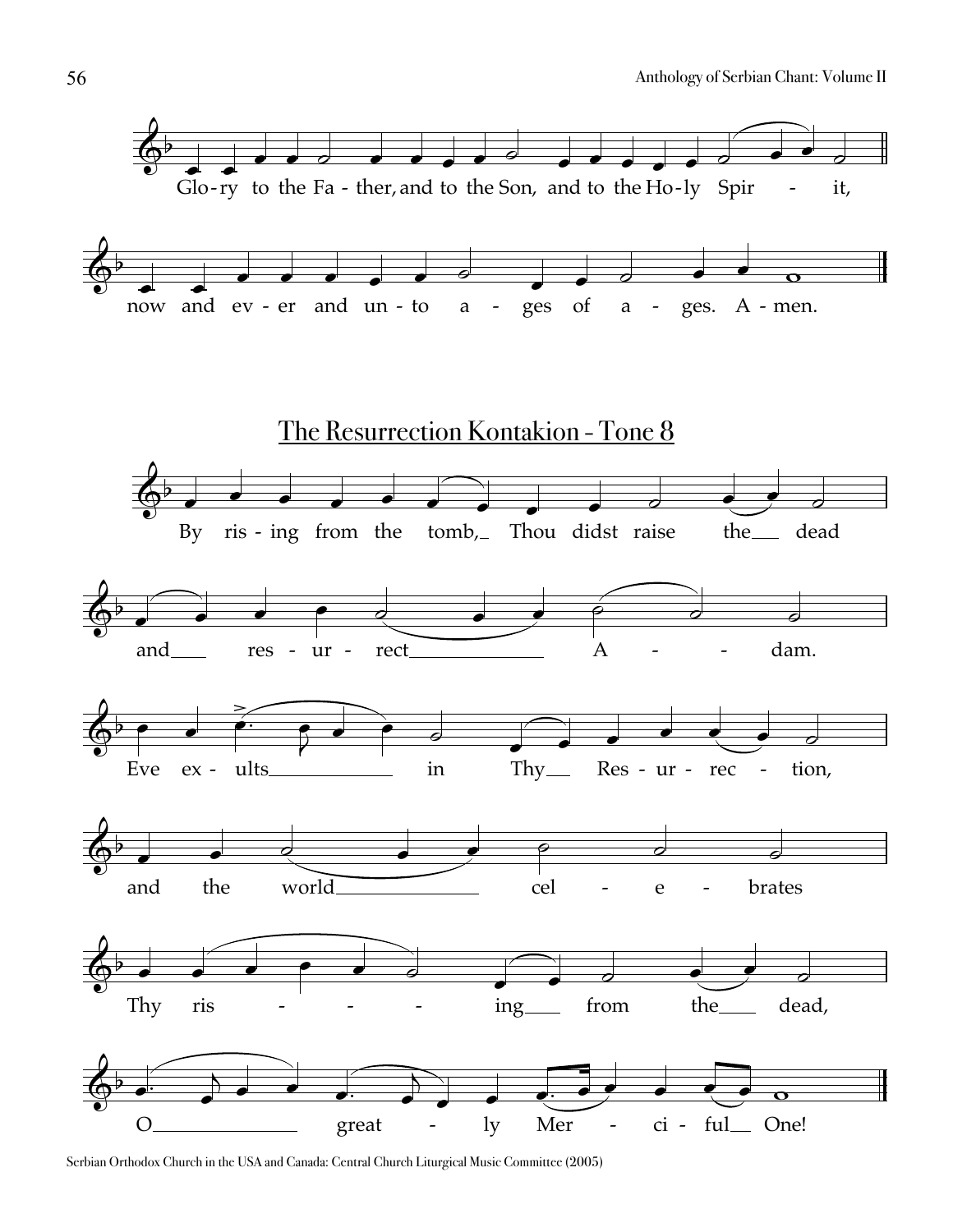Glo-ry to the Fa - ther, and to the Son, and to the Ho-ly Spir - it,

now and ev - er and un - to a - ges of a - ges. A - men.

## The Resurrection Kontakion - Tone 8

By ris - ing from the tomb, Thou didst raise the dead

and res - ur - rect A - - dam.

Eve ex - ults in Thy Res - ur - rec - tion,

and the world cel - e - brates

Thy ris - - - ing from the dead,

O great - ly Mer - ci - ful One!

Serbian Orthodox Church in the USA and Canada: Central Church Liturgical Music Committee (2005)